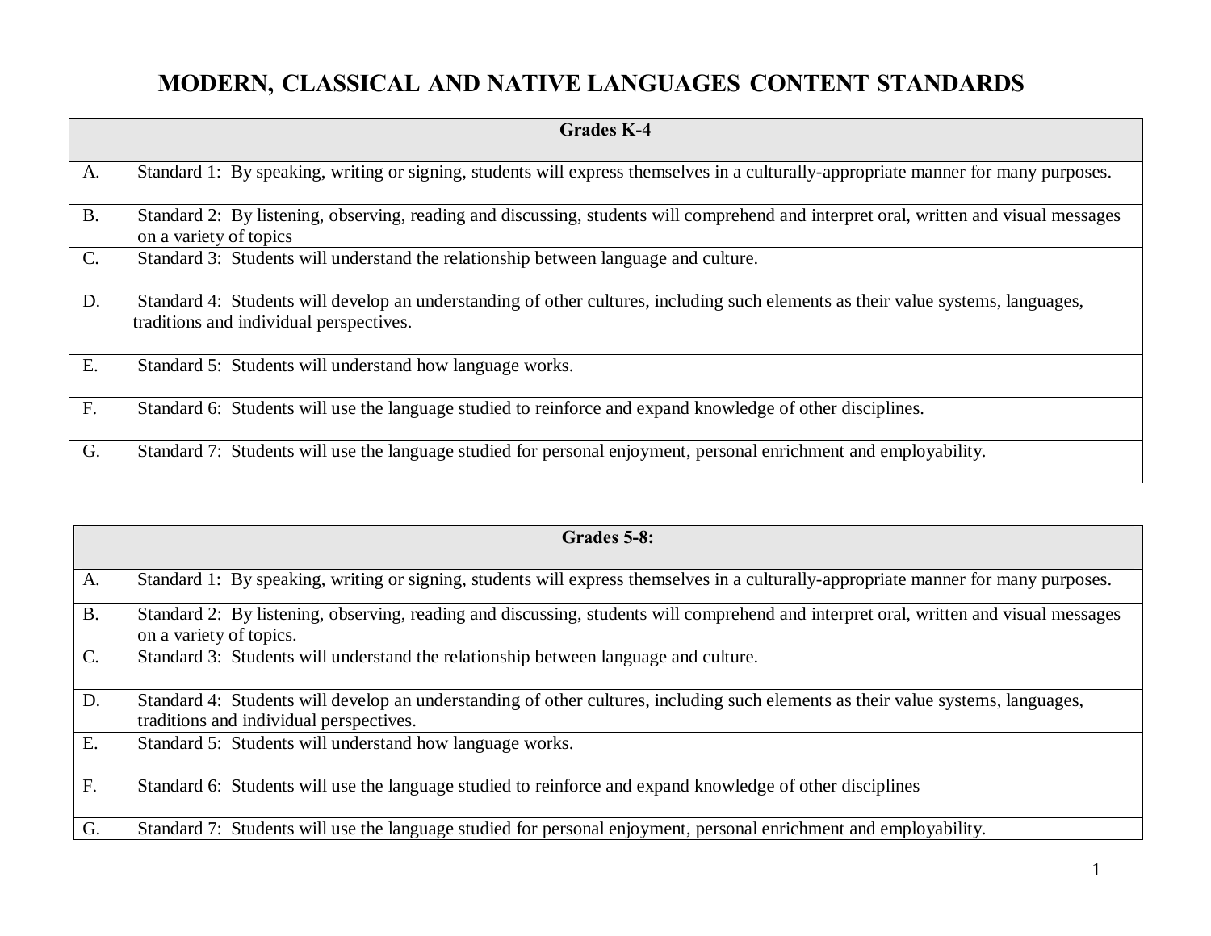# MODERN, CLASSICAL AND NATIVE LANGUAGES CONTENT STANDARDS

| Grades K-4 | |
|---|---|
| A. | Standard 1: By speaking, writing or signing, students will express themselves in a culturally-appropriate manner for many purposes. |
| B. | Standard 2: By listening, observing, reading and discussing, students will comprehend and interpret oral, written and visual messages on a variety of topics |
| C. | Standard 3: Students will understand the relationship between language and culture. |
| D. | Standard 4: Students will develop an understanding of other cultures, including such elements as their value systems, languages, traditions and individual perspectives. |
| E. | Standard 5: Students will understand how language works. |
| F. | Standard 6: Students will use the language studied to reinforce and expand knowledge of other disciplines. |
| G. | Standard 7: Students will use the language studied for personal enjoyment, personal enrichment and employability. |

| Grades 5-8: | |
|---|---|
| A. | Standard 1: By speaking, writing or signing, students will express themselves in a culturally-appropriate manner for many purposes. |
| B. | Standard 2: By listening, observing, reading and discussing, students will comprehend and interpret oral, written and visual messages on a variety of topics. |
| C. | Standard 3: Students will understand the relationship between language and culture. |
| D. | Standard 4: Students will develop an understanding of other cultures, including such elements as their value systems, languages, traditions and individual perspectives. |
| E. | Standard 5: Students will understand how language works. |
| F. | Standard 6: Students will use the language studied to reinforce and expand knowledge of other disciplines |
| G. | Standard 7: Students will use the language studied for personal enjoyment, personal enrichment and employability. |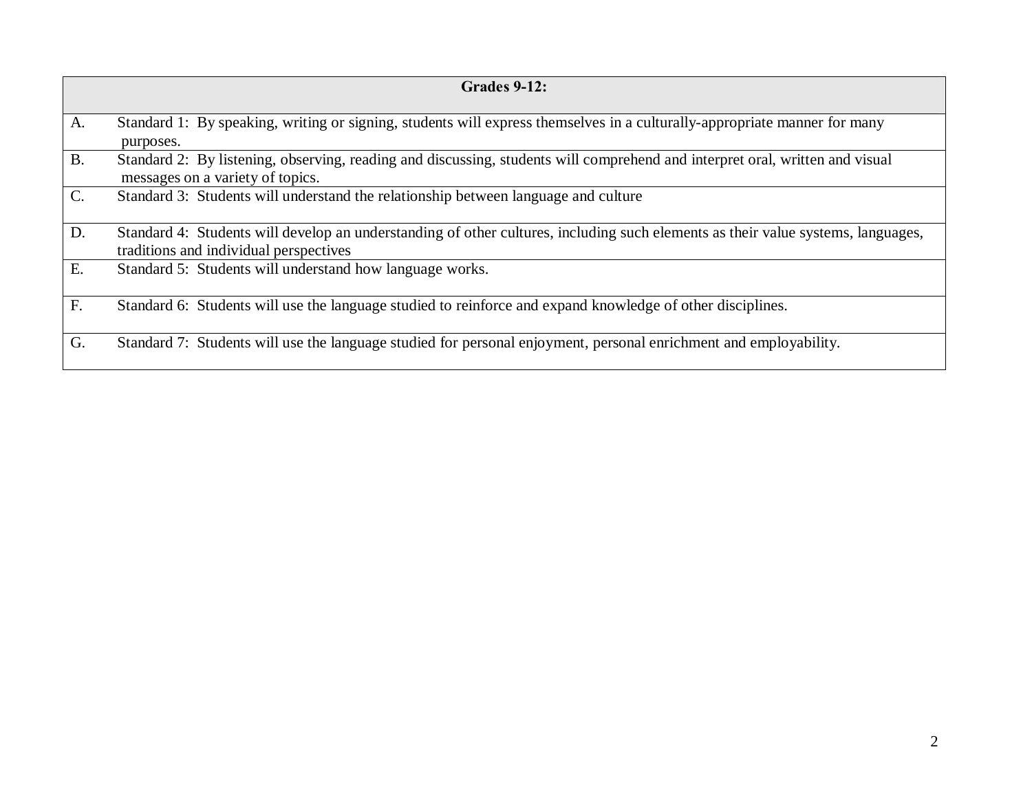| Grades 9-12: | |
|---|---|
| A. | Standard 1: By speaking, writing or signing, students will express themselves in a culturally-appropriate manner for many purposes. |
| B. | Standard 2: By listening, observing, reading and discussing, students will comprehend and interpret oral, written and visual messages on a variety of topics. |
| C. | Standard 3: Students will understand the relationship between language and culture |
| D. | Standard 4: Students will develop an understanding of other cultures, including such elements as their value systems, languages, traditions and individual perspectives |
| E. | Standard 5: Students will understand how language works. |
| F. | Standard 6: Students will use the language studied to reinforce and expand knowledge of other disciplines. |
| G. | Standard 7: Students will use the language studied for personal enjoyment, personal enrichment and employability. |